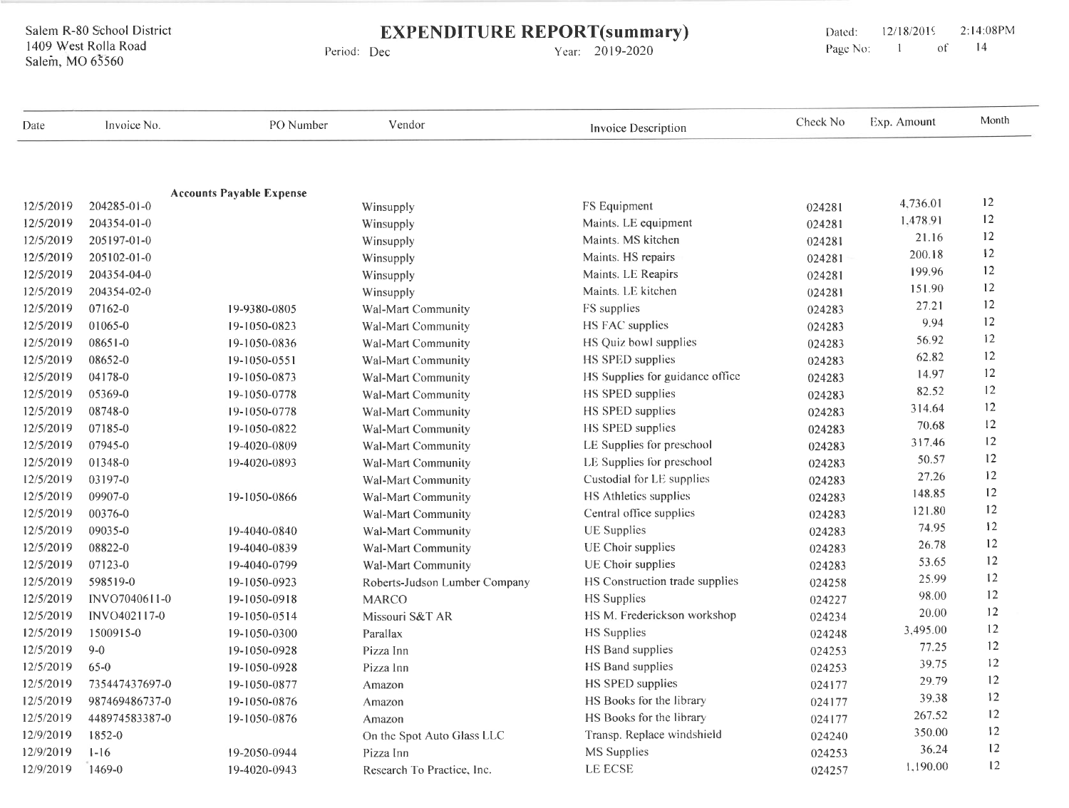Salem R-80 School District
1409 West Rolla Road
Salem, MO 65560

# EXPENDITURE REPORT(summary)

Period: Dec Year: 2019-2020

Dated: 12/18/2019 2:14:08PM

| Date | Invoice No. | PO Number | Vendor | Invoice Description | Check No | Exp. Amount | Month |
|---|---|---|---|---|---|---|---|
| | | **Accounts Payable Expense** | | | | | |
| 12/5/2019 | 204285-01-0 | | Winsupply | FS Equipment | 024281 | 4,736.01 | 12 |
| 12/5/2019 | 204354-01-0 | | Winsupply | Maints. LE equipment | 024281 | 1,478.91 | 12 |
| 12/5/2019 | 205197-01-0 | | Winsupply | Maints. MS kitchen | 024281 | 21.16 | 12 |
| 12/5/2019 | 205102-01-0 | | Winsupply | Maints. HS repairs | 024281 | 200.18 | 12 |
| 12/5/2019 | 204354-04-0 | | Winsupply | Maints. LE Reapirs | 024281 | 199.96 | 12 |
| 12/5/2019 | 204354-02-0 | | Winsupply | Maints. LE kitchen | 024281 | 151.90 | 12 |
| 12/5/2019 | 07162-0 | 19-9380-0805 | Wal-Mart Community | FS supplies | 024283 | 27.21 | 12 |
| 12/5/2019 | 01065-0 | 19-1050-0823 | Wal-Mart Community | HS FAC supplies | 024283 | 9.94 | 12 |
| 12/5/2019 | 08651-0 | 19-1050-0836 | Wal-Mart Community | HS Quiz bowl supplies | 024283 | 56.92 | 12 |
| 12/5/2019 | 08652-0 | 19-1050-0551 | Wal-Mart Community | HS SPED supplies | 024283 | 62.82 | 12 |
| 12/5/2019 | 04178-0 | 19-1050-0873 | Wal-Mart Community | HS Supplies for guidance office | 024283 | 14.97 | 12 |
| 12/5/2019 | 05369-0 | 19-1050-0778 | Wal-Mart Community | HS SPED supplies | 024283 | 82.52 | 12 |
| 12/5/2019 | 08748-0 | 19-1050-0778 | Wal-Mart Community | HS SPED supplies | 024283 | 314.64 | 12 |
| 12/5/2019 | 07185-0 | 19-1050-0822 | Wal-Mart Community | HS SPED supplies | 024283 | 70.68 | 12 |
| 12/5/2019 | 07945-0 | 19-4020-0809 | Wal-Mart Community | LE Supplies for preschool | 024283 | 317.46 | 12 |
| 12/5/2019 | 01348-0 | 19-4020-0893 | Wal-Mart Community | LE Supplies for preschool | 024283 | 50.57 | 12 |
| 12/5/2019 | 03197-0 | | Wal-Mart Community | Custodial for LE supplies | 024283 | 27.26 | 12 |
| 12/5/2019 | 09907-0 | 19-1050-0866 | Wal-Mart Community | HS Athletics supplies | 024283 | 148.85 | 12 |
| 12/5/2019 | 00376-0 | | Wal-Mart Community | Central office supplies | 024283 | 121.80 | 12 |
| 12/5/2019 | 09035-0 | 19-4040-0840 | Wal-Mart Community | UE Supplies | 024283 | 74.95 | 12 |
| 12/5/2019 | 08822-0 | 19-4040-0839 | Wal-Mart Community | UE Choir supplies | 024283 | 26.78 | 12 |
| 12/5/2019 | 07123-0 | 19-4040-0799 | Wal-Mart Community | UE Choir supplies | 024283 | 53.65 | 12 |
| 12/5/2019 | 598519-0 | 19-1050-0923 | Roberts-Judson Lumber Company | HS Construction trade supplies | 024258 | 25.99 | 12 |
| 12/5/2019 | INVO7040611-0 | 19-1050-0918 | MARCO | HS Supplies | 024227 | 98.00 | 12 |
| 12/5/2019 | INVO402117-0 | 19-1050-0514 | Missouri S&T AR | HS M. Frederickson workshop | 024234 | 20.00 | 12 |
| 12/5/2019 | 1500915-0 | 19-1050-0300 | Parallax | HS Supplies | 024248 | 3,495.00 | 12 |
| 12/5/2019 | 9-0 | 19-1050-0928 | Pizza Inn | HS Band supplies | 024253 | 77.25 | 12 |
| 12/5/2019 | 65-0 | 19-1050-0928 | Pizza Inn | HS Band supplies | 024253 | 39.75 | 12 |
| 12/5/2019 | 735447437697-0 | 19-1050-0877 | Amazon | HS SPED supplies | 024177 | 29.79 | 12 |
| 12/5/2019 | 987469486737-0 | 19-1050-0876 | Amazon | HS Books for the library | 024177 | 39.38 | 12 |
| 12/5/2019 | 448974583387-0 | 19-1050-0876 | Amazon | HS Books for the library | 024177 | 267.52 | 12 |
| 12/9/2019 | 1852-0 | | On the Spot Auto Glass LLC | Transp. Replace windshield | 024240 | 350.00 | 12 |
| 12/9/2019 | 1-16 | 19-2050-0944 | Pizza Inn | MS Supplies | 024253 | 36.24 | 12 |
| 12/9/2019 | 1469-0 | 19-4020-0943 | Research To Practice, Inc. | LE ECSE | 024257 | 1,190.00 | 12 |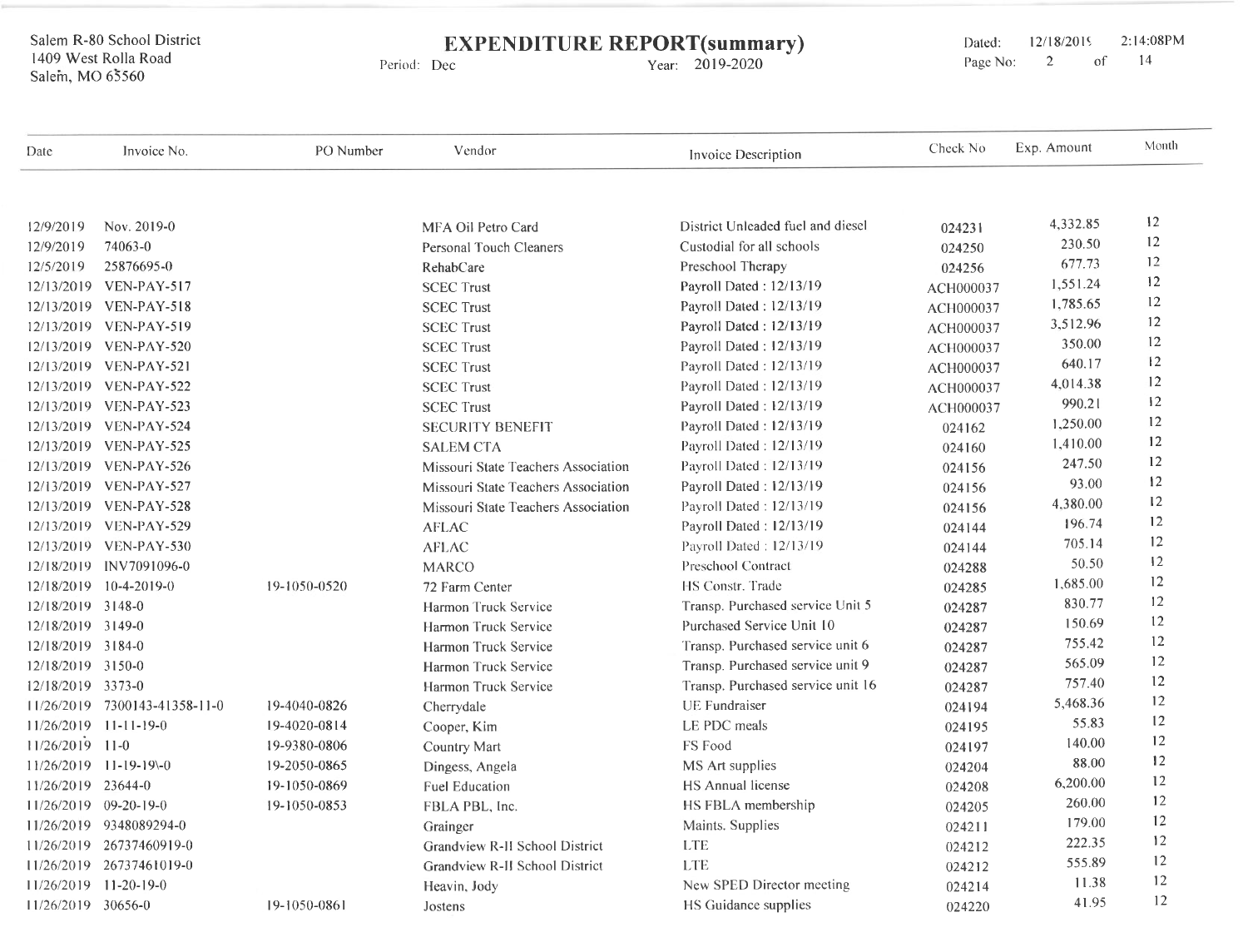Salem R-80 School District
1409 West Rolla Road
Salem, MO 65560

# EXPENDITURE REPORT(summary)

Period: Dec Year: 2019-2020

Dated: 12/18/2019 2:14:08PM

| Date | Invoice No. | PO Number | Vendor | Invoice Description | Check No | Exp. Amount | Month |
|---|---|---|---|---|---|---|---|
| 12/9/2019 | Nov. 2019-0 | | MFA Oil Petro Card | District Unleaded fuel and diesel | 024231 | 4,332.85 | 12 |
| 12/9/2019 | 74063-0 | | Personal Touch Cleaners | Custodial for all schools | 024250 | 230.50 | 12 |
| 12/5/2019 | 25876695-0 | | RehabCare | Preschool Therapy | 024256 | 677.73 | 12 |
| 12/13/2019 | VEN-PAY-517 | | SCEC Trust | Payroll Dated : 12/13/19 | ACH000037 | 1,551.24 | 12 |
| 12/13/2019 | VEN-PAY-518 | | SCEC Trust | Payroll Dated : 12/13/19 | ACH000037 | 1,785.65 | 12 |
| 12/13/2019 | VEN-PAY-519 | | SCEC Trust | Payroll Dated : 12/13/19 | ACH000037 | 3,512.96 | 12 |
| 12/13/2019 | VEN-PAY-520 | | SCEC Trust | Payroll Dated : 12/13/19 | ACH000037 | 350.00 | 12 |
| 12/13/2019 | VEN-PAY-521 | | SCEC Trust | Payroll Dated : 12/13/19 | ACH000037 | 640.17 | 12 |
| 12/13/2019 | VEN-PAY-522 | | SCEC Trust | Payroll Dated : 12/13/19 | ACH000037 | 4,014.38 | 12 |
| 12/13/2019 | VEN-PAY-523 | | SCEC Trust | Payroll Dated : 12/13/19 | ACH000037 | 990.21 | 12 |
| 12/13/2019 | VEN-PAY-524 | | SECURITY BENEFIT | Payroll Dated : 12/13/19 | 024162 | 1,250.00 | 12 |
| 12/13/2019 | VEN-PAY-525 | | SALEM CTA | Payroll Dated : 12/13/19 | 024160 | 1,410.00 | 12 |
| 12/13/2019 | VEN-PAY-526 | | Missouri State Teachers Association | Payroll Dated : 12/13/19 | 024156 | 247.50 | 12 |
| 12/13/2019 | VEN-PAY-527 | | Missouri State Teachers Association | Payroll Dated : 12/13/19 | 024156 | 93.00 | 12 |
| 12/13/2019 | VEN-PAY-528 | | Missouri State Teachers Association | Payroll Dated : 12/13/19 | 024156 | 4,380.00 | 12 |
| 12/13/2019 | VEN-PAY-529 | | AFLAC | Payroll Dated : 12/13/19 | 024144 | 196.74 | 12 |
| 12/13/2019 | VEN-PAY-530 | | AFLAC | Payroll Dated : 12/13/19 | 024144 | 705.14 | 12 |
| 12/18/2019 | INV7091096-0 | | MARCO | Preschool Contract | 024288 | 50.50 | 12 |
| 12/18/2019 | 10-4-2019-0 | 19-1050-0520 | 72 Farm Center | HS Constr. Trade | 024285 | 1,685.00 | 12 |
| 12/18/2019 | 3148-0 | | Harmon Truck Service | Transp. Purchased service Unit 5 | 024287 | 830.77 | 12 |
| 12/18/2019 | 3149-0 | | Harmon Truck Service | Purchased Service Unit 10 | 024287 | 150.69 | 12 |
| 12/18/2019 | 3184-0 | | Harmon Truck Service | Transp. Purchased service unit 6 | 024287 | 755.42 | 12 |
| 12/18/2019 | 3150-0 | | Harmon Truck Service | Transp. Purchased service unit 9 | 024287 | 565.09 | 12 |
| 12/18/2019 | 3373-0 | | Harmon Truck Service | Transp. Purchased service unit 16 | 024287 | 757.40 | 12 |
| 11/26/2019 | 7300143-41358-11-0 | 19-4040-0826 | Cherrydale | UE Fundraiser | 024194 | 5,468.36 | 12 |
| 11/26/2019 | 11-11-19-0 | 19-4020-0814 | Cooper, Kim | LE PDC meals | 024195 | 55.83 | 12 |
| 11/26/2019 | 11-0 | 19-9380-0806 | Country Mart | FS Food | 024197 | 140.00 | 12 |
| 11/26/2019 | 11-19-19\-0 | 19-2050-0865 | Dingess, Angela | MS Art supplies | 024204 | 88.00 | 12 |
| 11/26/2019 | 23644-0 | 19-1050-0869 | Fuel Education | HS Annual license | 024208 | 6,200.00 | 12 |
| 11/26/2019 | 09-20-19-0 | 19-1050-0853 | FBLA PBL, Inc. | HS FBLA membership | 024205 | 260.00 | 12 |
| 11/26/2019 | 9348089294-0 | | Grainger | Maints. Supplies | 024211 | 179.00 | 12 |
| 11/26/2019 | 26737460919-0 | | Grandview R-II School District | LTE | 024212 | 222.35 | 12 |
| 11/26/2019 | 26737461019-0 | | Grandview R-II School District | LTE | 024212 | 555.89 | 12 |
| 11/26/2019 | 11-20-19-0 | | Heavin, Jody | New SPED Director meeting | 024214 | 11.38 | 12 |
| 11/26/2019 | 30656-0 | 19-1050-0861 | Jostens | HS Guidance supplies | 024220 | 41.95 | 12 |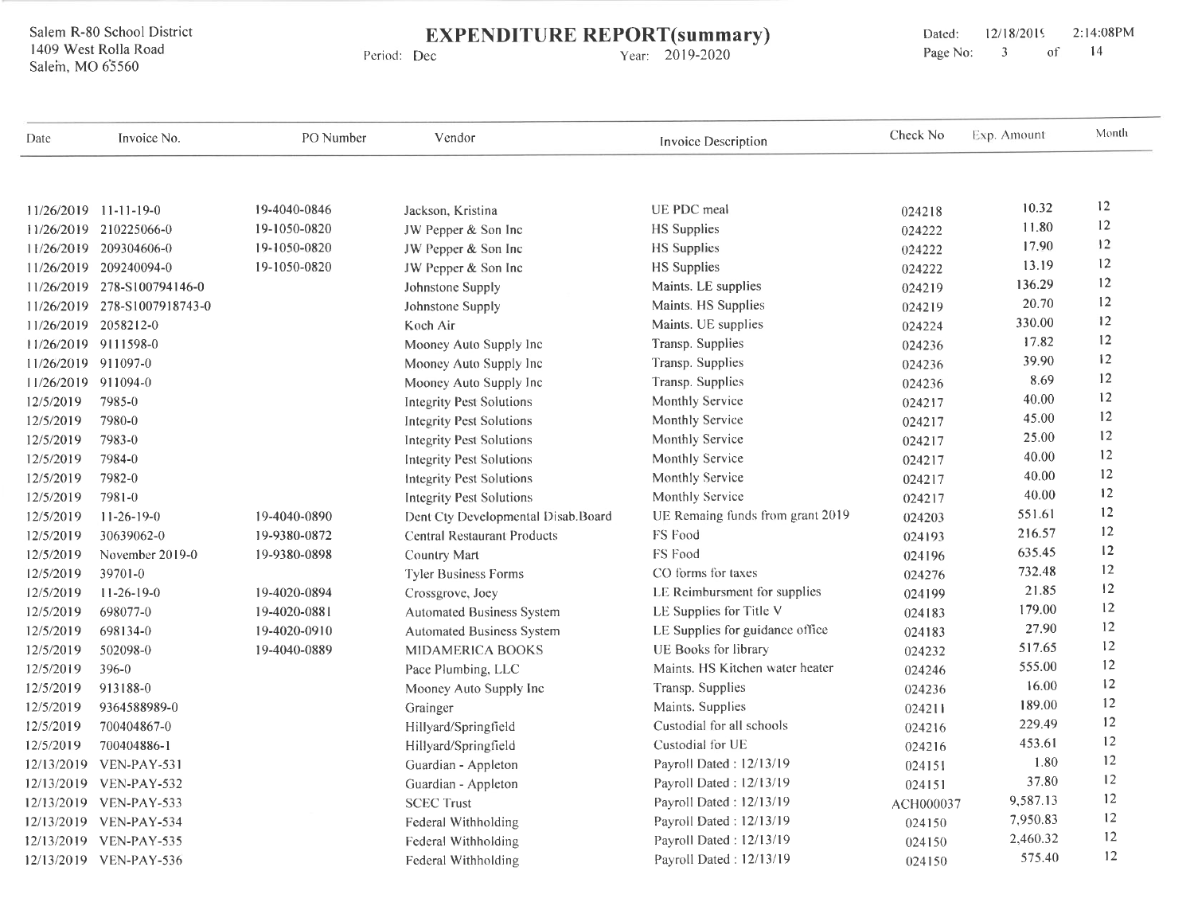Salem R-80 School District
1409 West Rolla Road
Salem, MO 65560

# EXPENDITURE REPORT(summary)

Period: Dec Year: 2019-2020

Dated: 12/18/2019 2:14:08PM

| Date | Invoice No. | PO Number | Vendor | Invoice Description | Check No | Exp. Amount | Month |
|---|---|---|---|---|---|---|---|
| 11/26/2019 | 11-11-19-0 | 19-4040-0846 | Jackson, Kristina | UE PDC meal | 024218 | 10.32 | 12 |
| 11/26/2019 | 210225066-0 | 19-1050-0820 | JW Pepper & Son Inc | HS Supplies | 024222 | 11.80 | 12 |
| 11/26/2019 | 209304606-0 | 19-1050-0820 | JW Pepper & Son Inc | HS Supplies | 024222 | 17.90 | 12 |
| 11/26/2019 | 209240094-0 | 19-1050-0820 | JW Pepper & Son Inc | HS Supplies | 024222 | 13.19 | 12 |
| 11/26/2019 | 278-S100794146-0 | | Johnstone Supply | Maints. LE supplies | 024219 | 136.29 | 12 |
| 11/26/2019 | 278-S1007918743-0 | | Johnstone Supply | Maints. HS Supplies | 024219 | 20.70 | 12 |
| 11/26/2019 | 2058212-0 | | Koch Air | Maints. UE supplies | 024224 | 330.00 | 12 |
| 11/26/2019 | 9111598-0 | | Mooney Auto Supply Inc | Transp. Supplies | 024236 | 17.82 | 12 |
| 11/26/2019 | 911097-0 | | Mooney Auto Supply Inc | Transp. Supplies | 024236 | 39.90 | 12 |
| 11/26/2019 | 911094-0 | | Mooney Auto Supply Inc | Transp. Supplies | 024236 | 8.69 | 12 |
| 12/5/2019 | 7985-0 | | Integrity Pest Solutions | Monthly Service | 024217 | 40.00 | 12 |
| 12/5/2019 | 7980-0 | | Integrity Pest Solutions | Monthly Service | 024217 | 45.00 | 12 |
| 12/5/2019 | 7983-0 | | Integrity Pest Solutions | Monthly Service | 024217 | 25.00 | 12 |
| 12/5/2019 | 7984-0 | | Integrity Pest Solutions | Monthly Service | 024217 | 40.00 | 12 |
| 12/5/2019 | 7982-0 | | Integrity Pest Solutions | Monthly Service | 024217 | 40.00 | 12 |
| 12/5/2019 | 7981-0 | | Integrity Pest Solutions | Monthly Service | 024217 | 40.00 | 12 |
| 12/5/2019 | 11-26-19-0 | 19-4040-0890 | Dent Cty Developmental Disab.Board | UE Remaing funds from grant 2019 | 024203 | 551.61 | 12 |
| 12/5/2019 | 30639062-0 | 19-9380-0872 | Central Restaurant Products | FS Food | 024193 | 216.57 | 12 |
| 12/5/2019 | November 2019-0 | 19-9380-0898 | Country Mart | FS Food | 024196 | 635.45 | 12 |
| 12/5/2019 | 39701-0 | | Tyler Business Forms | CO forms for taxes | 024276 | 732.48 | 12 |
| 12/5/2019 | 11-26-19-0 | 19-4020-0894 | Crossgrove, Joey | LE Reimbursment for supplies | 024199 | 21.85 | 12 |
| 12/5/2019 | 698077-0 | 19-4020-0881 | Automated Business System | LE Supplies for Title V | 024183 | 179.00 | 12 |
| 12/5/2019 | 698134-0 | 19-4020-0910 | Automated Business System | LE Supplies for guidance office | 024183 | 27.90 | 12 |
| 12/5/2019 | 502098-0 | 19-4040-0889 | MIDAMERICA BOOKS | UE Books for library | 024232 | 517.65 | 12 |
| 12/5/2019 | 396-0 | | Pace Plumbing, LLC | Maints. HS Kitchen water heater | 024246 | 555.00 | 12 |
| 12/5/2019 | 913188-0 | | Mooney Auto Supply Inc | Transp. Supplies | 024236 | 16.00 | 12 |
| 12/5/2019 | 9364588989-0 | | Grainger | Maints. Supplies | 024211 | 189.00 | 12 |
| 12/5/2019 | 700404867-0 | | Hillyard/Springfield | Custodial for all schools | 024216 | 229.49 | 12 |
| 12/5/2019 | 700404886-1 | | Hillyard/Springfield | Custodial for UE | 024216 | 453.61 | 12 |
| 12/13/2019 | VEN-PAY-531 | | Guardian - Appleton | Payroll Dated : 12/13/19 | 024151 | 1.80 | 12 |
| 12/13/2019 | VEN-PAY-532 | | Guardian - Appleton | Payroll Dated : 12/13/19 | 024151 | 37.80 | 12 |
| 12/13/2019 | VEN-PAY-533 | | SCEC Trust | Payroll Dated : 12/13/19 | ACH000037 | 9,587.13 | 12 |
| 12/13/2019 | VEN-PAY-534 | | Federal Withholding | Payroll Dated : 12/13/19 | 024150 | 7,950.83 | 12 |
| 12/13/2019 | VEN-PAY-535 | | Federal Withholding | Payroll Dated : 12/13/19 | 024150 | 2,460.32 | 12 |
| 12/13/2019 | VEN-PAY-536 | | Federal Withholding | Payroll Dated : 12/13/19 | 024150 | 575.40 | 12 |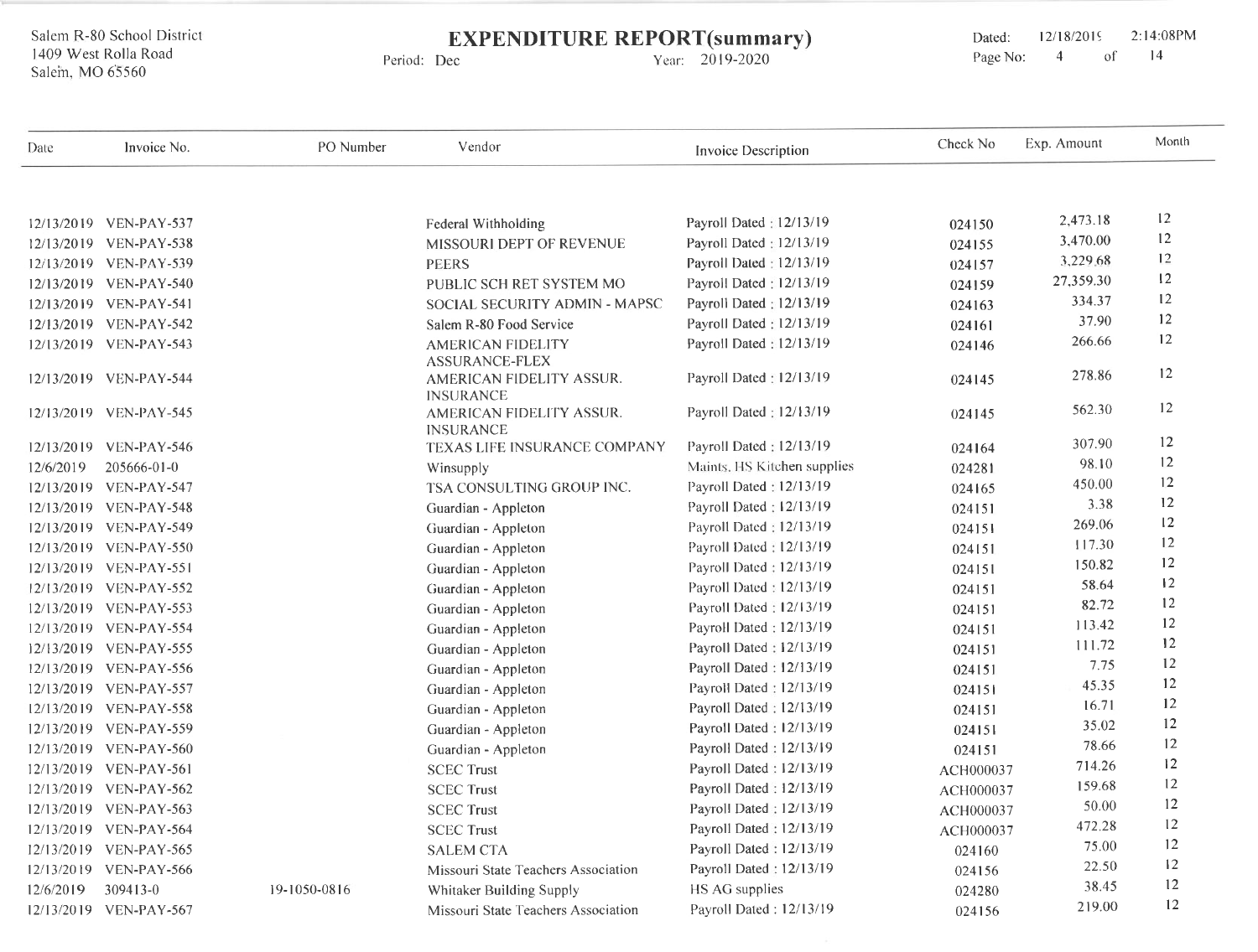Salem R-80 School District
1409 West Rolla Road
Salem, MO 65560

# EXPENDITURE REPORT(summary)

Period: Dec Year: 2019-2020

Dated: 12/18/2019 2:14:08PM

| Date | Invoice No. | PO Number | Vendor | Invoice Description | Check No | Exp. Amount | Month |
|---|---|---|---|---|---|---|---|
| 12/13/2019 | VEN-PAY-537 | | Federal Withholding | Payroll Dated : 12/13/19 | 024150 | 2,473.18 | 12 |
| 12/13/2019 | VEN-PAY-538 | | MISSOURI DEPT OF REVENUE | Payroll Dated : 12/13/19 | 024155 | 3,470.00 | 12 |
| 12/13/2019 | VEN-PAY-539 | | PEERS | Payroll Dated : 12/13/19 | 024157 | 3,229.68 | 12 |
| 12/13/2019 | VEN-PAY-540 | | PUBLIC SCH RET SYSTEM MO | Payroll Dated : 12/13/19 | 024159 | 27,359.30 | 12 |
| 12/13/2019 | VEN-PAY-541 | | SOCIAL SECURITY ADMIN - MAPSC | Payroll Dated : 12/13/19 | 024163 | 334.37 | 12 |
| 12/13/2019 | VEN-PAY-542 | | Salem R-80 Food Service | Payroll Dated : 12/13/19 | 024161 | 37.90 | 12 |
| 12/13/2019 | VEN-PAY-543 | | AMERICAN FIDELITY ASSURANCE-FLEX | Payroll Dated : 12/13/19 | 024146 | 266.66 | 12 |
| 12/13/2019 | VEN-PAY-544 | | AMERICAN FIDELITY ASSUR. INSURANCE | Payroll Dated : 12/13/19 | 024145 | 278.86 | 12 |
| 12/13/2019 | VEN-PAY-545 | | AMERICAN FIDELITY ASSUR. INSURANCE | Payroll Dated : 12/13/19 | 024145 | 562.30 | 12 |
| 12/13/2019 | VEN-PAY-546 | | TEXAS LIFE INSURANCE COMPANY | Payroll Dated : 12/13/19 | 024164 | 307.90 | 12 |
| 12/6/2019 | 205666-01-0 | | Winsupply | Maints. HS Kitchen supplies | 024281 | 98.10 | 12 |
| 12/13/2019 | VEN-PAY-547 | | TSA CONSULTING GROUP INC. | Payroll Dated : 12/13/19 | 024165 | 450.00 | 12 |
| 12/13/2019 | VEN-PAY-548 | | Guardian - Appleton | Payroll Dated : 12/13/19 | 024151 | 3.38 | 12 |
| 12/13/2019 | VEN-PAY-549 | | Guardian - Appleton | Payroll Dated : 12/13/19 | 024151 | 269.06 | 12 |
| 12/13/2019 | VEN-PAY-550 | | Guardian - Appleton | Payroll Dated : 12/13/19 | 024151 | 117.30 | 12 |
| 12/13/2019 | VEN-PAY-551 | | Guardian - Appleton | Payroll Dated : 12/13/19 | 024151 | 150.82 | 12 |
| 12/13/2019 | VEN-PAY-552 | | Guardian - Appleton | Payroll Dated : 12/13/19 | 024151 | 58.64 | 12 |
| 12/13/2019 | VEN-PAY-553 | | Guardian - Appleton | Payroll Dated : 12/13/19 | 024151 | 82.72 | 12 |
| 12/13/2019 | VEN-PAY-554 | | Guardian - Appleton | Payroll Dated : 12/13/19 | 024151 | 113.42 | 12 |
| 12/13/2019 | VEN-PAY-555 | | Guardian - Appleton | Payroll Dated : 12/13/19 | 024151 | 111.72 | 12 |
| 12/13/2019 | VEN-PAY-556 | | Guardian - Appleton | Payroll Dated : 12/13/19 | 024151 | 7.75 | 12 |
| 12/13/2019 | VEN-PAY-557 | | Guardian - Appleton | Payroll Dated : 12/13/19 | 024151 | 45.35 | 12 |
| 12/13/2019 | VEN-PAY-558 | | Guardian - Appleton | Payroll Dated : 12/13/19 | 024151 | 16.71 | 12 |
| 12/13/2019 | VEN-PAY-559 | | Guardian - Appleton | Payroll Dated : 12/13/19 | 024151 | 35.02 | 12 |
| 12/13/2019 | VEN-PAY-560 | | Guardian - Appleton | Payroll Dated : 12/13/19 | 024151 | 78.66 | 12 |
| 12/13/2019 | VEN-PAY-561 | | SCEC Trust | Payroll Dated : 12/13/19 | ACH000037 | 714.26 | 12 |
| 12/13/2019 | VEN-PAY-562 | | SCEC Trust | Payroll Dated : 12/13/19 | ACH000037 | 159.68 | 12 |
| 12/13/2019 | VEN-PAY-563 | | SCEC Trust | Payroll Dated : 12/13/19 | ACH000037 | 50.00 | 12 |
| 12/13/2019 | VEN-PAY-564 | | SCEC Trust | Payroll Dated : 12/13/19 | ACH000037 | 472.28 | 12 |
| 12/13/2019 | VEN-PAY-565 | | SALEM CTA | Payroll Dated : 12/13/19 | 024160 | 75.00 | 12 |
| 12/13/2019 | VEN-PAY-566 | | Missouri State Teachers Association | Payroll Dated : 12/13/19 | 024156 | 22.50 | 12 |
| 12/6/2019 | 309413-0 | 19-1050-0816 | Whitaker Building Supply | HS AG supplies | 024280 | 38.45 | 12 |
| 12/13/2019 | VEN-PAY-567 | | Missouri State Teachers Association | Payroll Dated : 12/13/19 | 024156 | 219.00 | 12 |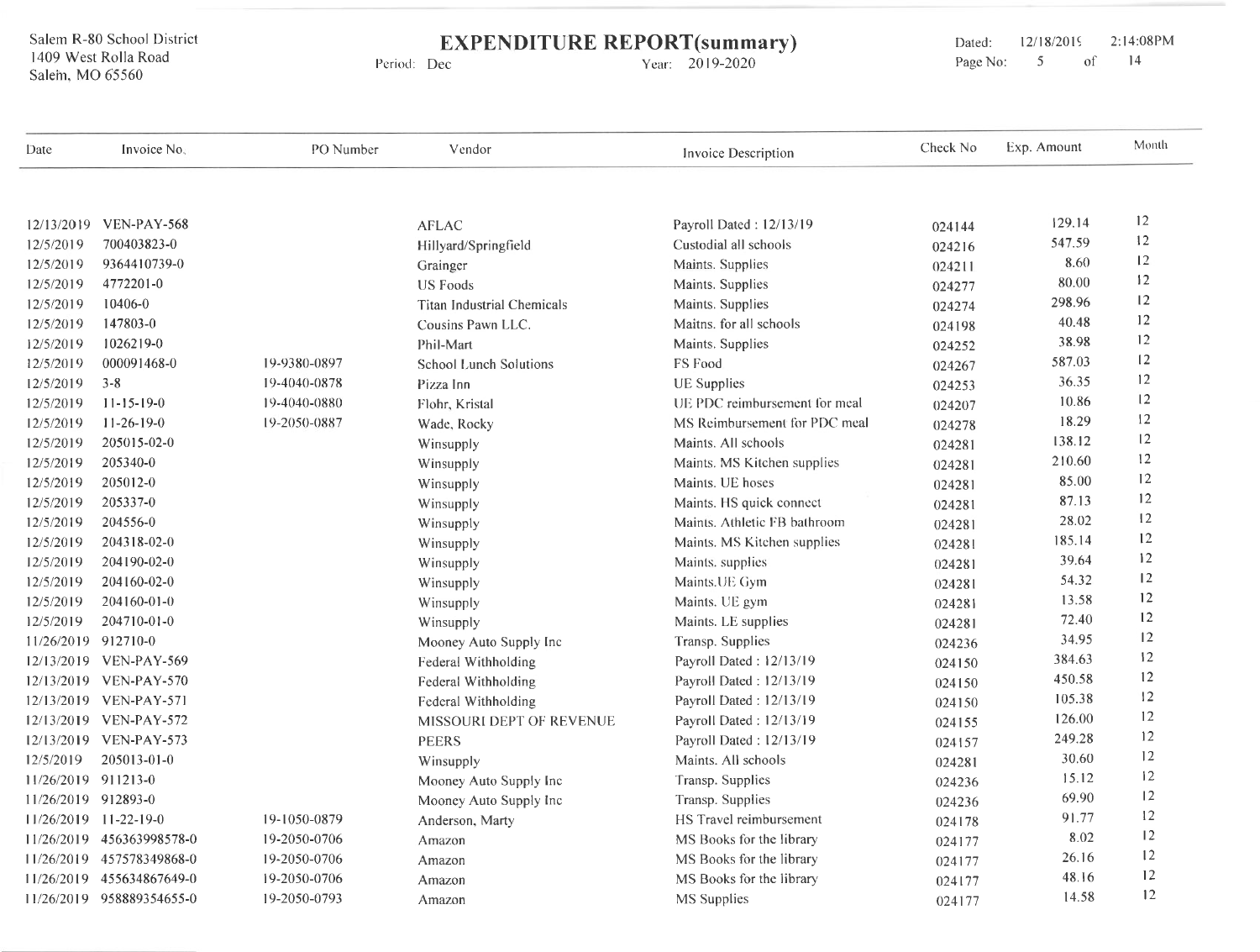Salem R-80 School District
1409 West Rolla Road
Salem, MO 65560

# EXPENDITURE REPORT(summary)

Period: Dec Year: 2019-2020

Dated: 12/18/2019 2:14:08PM

| Date | Invoice No. | PO Number | Vendor | Invoice Description | Check No | Exp. Amount | Month |
|---|---|---|---|---|---|---|---|
| 12/13/2019 | VEN-PAY-568 | | AFLAC | Payroll Dated : 12/13/19 | 024144 | 129.14 | 12 |
| 12/5/2019 | 700403823-0 | | Hillyard/Springfield | Custodial all schools | 024216 | 547.59 | 12 |
| 12/5/2019 | 9364410739-0 | | Grainger | Maints. Supplies | 024211 | 8.60 | 12 |
| 12/5/2019 | 4772201-0 | | US Foods | Maints. Supplies | 024277 | 80.00 | 12 |
| 12/5/2019 | 10406-0 | | Titan Industrial Chemicals | Maints. Supplies | 024274 | 298.96 | 12 |
| 12/5/2019 | 147803-0 | | Cousins Pawn LLC. | Maitns. for all schools | 024198 | 40.48 | 12 |
| 12/5/2019 | 1026219-0 | | Phil-Mart | Maints. Supplies | 024252 | 38.98 | 12 |
| 12/5/2019 | 000091468-0 | 19-9380-0897 | School Lunch Solutions | FS Food | 024267 | 587.03 | 12 |
| 12/5/2019 | 3-8 | 19-4040-0878 | Pizza Inn | UE Supplies | 024253 | 36.35 | 12 |
| 12/5/2019 | 11-15-19-0 | 19-4040-0880 | Flohr, Kristal | UE PDC reimbursement for meal | 024207 | 10.86 | 12 |
| 12/5/2019 | 11-26-19-0 | 19-2050-0887 | Wade, Rocky | MS Reimbursement for PDC meal | 024278 | 18.29 | 12 |
| 12/5/2019 | 205015-02-0 | | Winsupply | Maints. All schools | 024281 | 138.12 | 12 |
| 12/5/2019 | 205340-0 | | Winsupply | Maints. MS Kitchen supplies | 024281 | 210.60 | 12 |
| 12/5/2019 | 205012-0 | | Winsupply | Maints. UE hoses | 024281 | 85.00 | 12 |
| 12/5/2019 | 205337-0 | | Winsupply | Maints. HS quick connect | 024281 | 87.13 | 12 |
| 12/5/2019 | 204556-0 | | Winsupply | Maints. Athletic FB bathroom | 024281 | 28.02 | 12 |
| 12/5/2019 | 204318-02-0 | | Winsupply | Maints. MS Kitchen supplies | 024281 | 185.14 | 12 |
| 12/5/2019 | 204190-02-0 | | Winsupply | Maints. supplies | 024281 | 39.64 | 12 |
| 12/5/2019 | 204160-02-0 | | Winsupply | Maints.UE Gym | 024281 | 54.32 | 12 |
| 12/5/2019 | 204160-01-0 | | Winsupply | Maints. UE gym | 024281 | 13.58 | 12 |
| 12/5/2019 | 204710-01-0 | | Winsupply | Maints. LE supplies | 024281 | 72.40 | 12 |
| 11/26/2019 | 912710-0 | | Mooney Auto Supply Inc | Transp. Supplies | 024236 | 34.95 | 12 |
| 12/13/2019 | VEN-PAY-569 | | Federal Withholding | Payroll Dated : 12/13/19 | 024150 | 384.63 | 12 |
| 12/13/2019 | VEN-PAY-570 | | Federal Withholding | Payroll Dated : 12/13/19 | 024150 | 450.58 | 12 |
| 12/13/2019 | VEN-PAY-571 | | Federal Withholding | Payroll Dated : 12/13/19 | 024150 | 105.38 | 12 |
| 12/13/2019 | VEN-PAY-572 | | MISSOURI DEPT OF REVENUE | Payroll Dated : 12/13/19 | 024155 | 126.00 | 12 |
| 12/13/2019 | VEN-PAY-573 | | PEERS | Payroll Dated : 12/13/19 | 024157 | 249.28 | 12 |
| 12/5/2019 | 205013-01-0 | | Winsupply | Maints. All schools | 024281 | 30.60 | 12 |
| 11/26/2019 | 911213-0 | | Mooney Auto Supply Inc | Transp. Supplies | 024236 | 15.12 | 12 |
| 11/26/2019 | 912893-0 | | Mooney Auto Supply Inc | Transp. Supplies | 024236 | 69.90 | 12 |
| 11/26/2019 | 11-22-19-0 | 19-1050-0879 | Anderson, Marty | HS Travel reimbursement | 024178 | 91.77 | 12 |
| 11/26/2019 | 456363998578-0 | 19-2050-0706 | Amazon | MS Books for the library | 024177 | 8.02 | 12 |
| 11/26/2019 | 457578349868-0 | 19-2050-0706 | Amazon | MS Books for the library | 024177 | 26.16 | 12 |
| 11/26/2019 | 455634867649-0 | 19-2050-0706 | Amazon | MS Books for the library | 024177 | 48.16 | 12 |
| 11/26/2019 | 958889354655-0 | 19-2050-0793 | Amazon | MS Supplies | 024177 | 14.58 | 12 |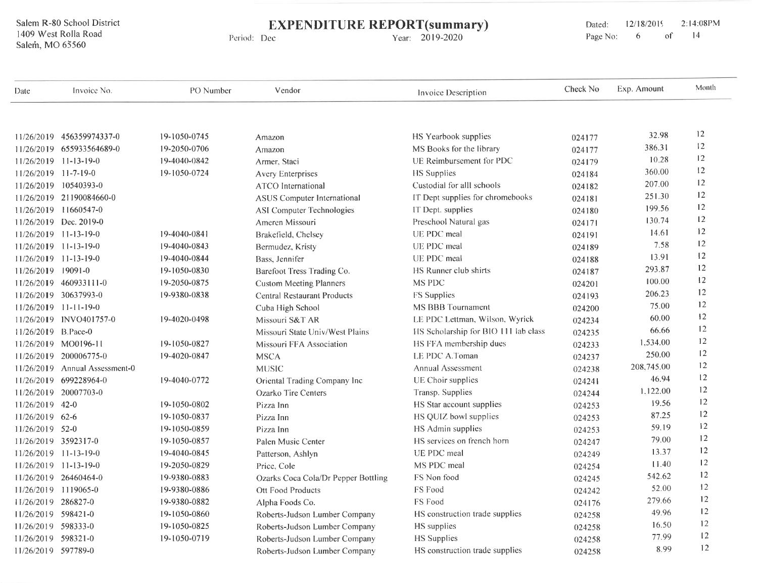Salem R-80 School District
1409 West Rolla Road
Salem, MO 65560

# EXPENDITURE REPORT(summary)

Period: Dec Year: 2019-2020

Dated: 12/18/2019 2:14:08PM

| Date | Invoice No. | PO Number | Vendor | Invoice Description | Check No | Exp. Amount | Month |
|---|---|---|---|---|---|---|---|
| 11/26/2019 | 456359974337-0 | 19-1050-0745 | Amazon | HS Yearbook supplies | 024177 | 32.98 | 12 |
| 11/26/2019 | 655933564689-0 | 19-2050-0706 | Amazon | MS Books for the library | 024177 | 386.31 | 12 |
| 11/26/2019 | 11-13-19-0 | 19-4040-0842 | Armer, Staci | UE Reimbursement for PDC | 024179 | 10.28 | 12 |
| 11/26/2019 | 11-7-19-0 | 19-1050-0724 | Avery Enterprises | HS Supplies | 024184 | 360.00 | 12 |
| 11/26/2019 | 10540393-0 | | ATCO International | Custodial for alll schools | 024182 | 207.00 | 12 |
| 11/26/2019 | 21190084660-0 | | ASUS Computer International | IT Dept supplies for chromebooks | 024181 | 251.30 | 12 |
| 11/26/2019 | 11660547-0 | | ASI Computer Technologies | IT Dept. supplies | 024180 | 199.56 | 12 |
| 11/26/2019 | Dec. 2019-0 | | Ameren Missouri | Preschool Natural gas | 024171 | 130.74 | 12 |
| 11/26/2019 | 11-13-19-0 | 19-4040-0841 | Brakefield, Chelsey | UE PDC meal | 024191 | 14.61 | 12 |
| 11/26/2019 | 11-13-19-0 | 19-4040-0843 | Bermudez, Kristy | UE PDC meal | 024189 | 7.58 | 12 |
| 11/26/2019 | 11-13-19-0 | 19-4040-0844 | Bass, Jennifer | UE PDC meal | 024188 | 13.91 | 12 |
| 11/26/2019 | 19091-0 | 19-1050-0830 | Barefoot Tress Trading Co. | HS Runner club shirts | 024187 | 293.87 | 12 |
| 11/26/2019 | 460933111-0 | 19-2050-0875 | Custom Meeting Planners | MS PDC | 024201 | 100.00 | 12 |
| 11/26/2019 | 30637993-0 | 19-9380-0838 | Central Restaurant Products | FS Supplies | 024193 | 206.23 | 12 |
| 11/26/2019 | 11-11-19-0 | | Cuba High School | MS BBB Tournament | 024200 | 75.00 | 12 |
| 11/26/2019 | INVO401757-0 | 19-4020-0498 | Missouri S&T AR | LE PDC Lettman, Wilson, Wyrick | 024234 | 60.00 | 12 |
| 11/26/2019 | B.Pace-0 | | Missouri State Univ/West Plains | HS Scholarship for BIO 111 lab class | 024235 | 66.66 | 12 |
| 11/26/2019 | MO0196-11 | 19-1050-0827 | Missouri FFA Association | HS FFA membership dues | 024233 | 1,534.00 | 12 |
| 11/26/2019 | 200006775-0 | 19-4020-0847 | MSCA | LE PDC A.Toman | 024237 | 250.00 | 12 |
| 11/26/2019 | Annual Assessment-0 | | MUSIC | Annual Assessment | 024238 | 208,745.00 | 12 |
| 11/26/2019 | 699228964-0 | 19-4040-0772 | Oriental Trading Company Inc | UE Choir supplies | 024241 | 46.94 | 12 |
| 11/26/2019 | 20007703-0 | | Ozarko Tire Centers | Transp. Supplies | 024244 | 1,122.00 | 12 |
| 11/26/2019 | 42-0 | 19-1050-0802 | Pizza Inn | HS Star account supplies | 024253 | 19.56 | 12 |
| 11/26/2019 | 62-6 | 19-1050-0837 | Pizza Inn | HS QUIZ bowl supplies | 024253 | 87.25 | 12 |
| 11/26/2019 | 52-0 | 19-1050-0859 | Pizza Inn | HS Admin supplies | 024253 | 59.19 | 12 |
| 11/26/2019 | 3592317-0 | 19-1050-0857 | Palen Music Center | HS services on french horn | 024247 | 79.00 | 12 |
| 11/26/2019 | 11-13-19-0 | 19-4040-0845 | Patterson, Ashlyn | UE PDC meal | 024249 | 13.37 | 12 |
| 11/26/2019 | 11-13-19-0 | 19-2050-0829 | Price, Cole | MS PDC meal | 024254 | 11.40 | 12 |
| 11/26/2019 | 26460464-0 | 19-9380-0883 | Ozarks Coca Cola/Dr Pepper Bottling | FS Non food | 024245 | 542.62 | 12 |
| 11/26/2019 | 1119065-0 | 19-9380-0886 | Ott Food Products | FS Food | 024242 | 52.00 | 12 |
| 11/26/2019 | 286827-0 | 19-9380-0882 | Alpha Foods Co. | FS Food | 024176 | 279.66 | 12 |
| 11/26/2019 | 598421-0 | 19-1050-0860 | Roberts-Judson Lumber Company | HS construction trade supplies | 024258 | 49.96 | 12 |
| 11/26/2019 | 598333-0 | 19-1050-0825 | Roberts-Judson Lumber Company | HS supplies | 024258 | 16.50 | 12 |
| 11/26/2019 | 598321-0 | 19-1050-0719 | Roberts-Judson Lumber Company | HS Supplies | 024258 | 77.99 | 12 |
| 11/26/2019 | 597789-0 | | Roberts-Judson Lumber Company | HS construction trade supplies | 024258 | 8.99 | 12 |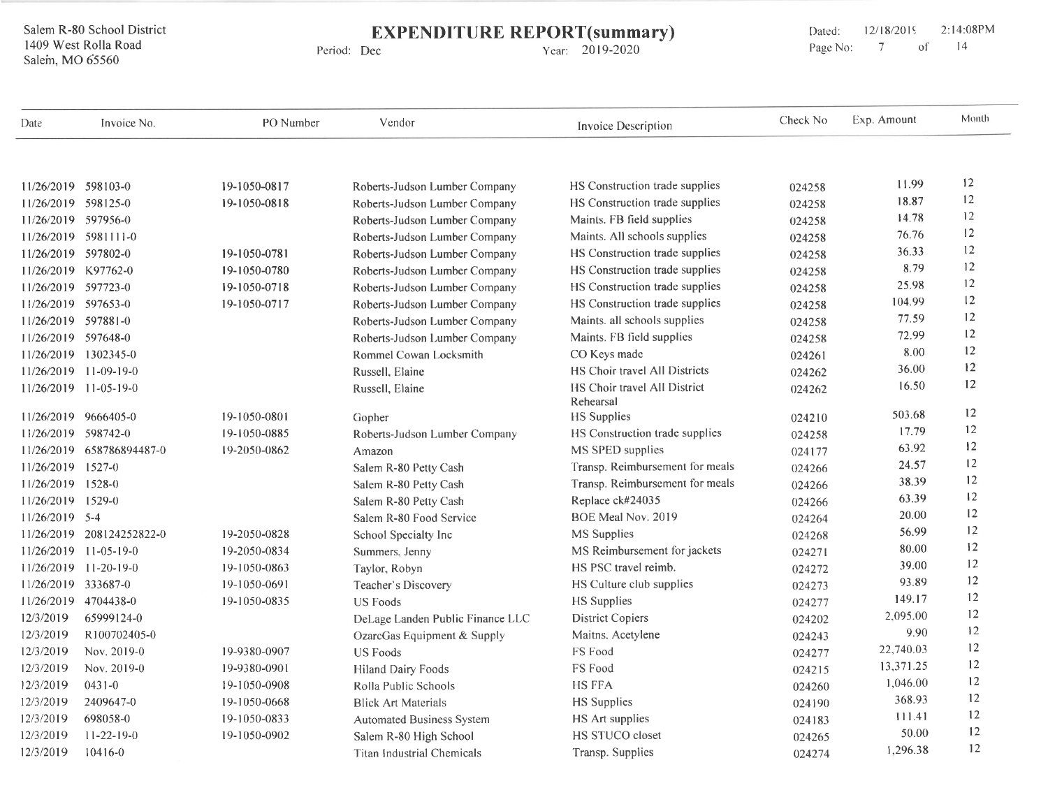Salem R-80 School District
1409 West Rolla Road
Salem, MO 65560

# EXPENDITURE REPORT(summary)

Period: Dec    Year: 2019-2020

Dated: 12/18/2019 2:14:08PM

| Date | Invoice No. | PO Number | Vendor | Invoice Description | Check No | Exp. Amount | Month |
|---|---|---|---|---|---|---|---|
| 11/26/2019 | 598103-0 | 19-1050-0817 | Roberts-Judson Lumber Company | HS Construction trade supplies | 024258 | 11.99 | 12 |
| 11/26/2019 | 598125-0 | 19-1050-0818 | Roberts-Judson Lumber Company | HS Construction trade supplies | 024258 | 18.87 | 12 |
| 11/26/2019 | 597956-0 | | Roberts-Judson Lumber Company | Maints. FB field supplies | 024258 | 14.78 | 12 |
| 11/26/2019 | 5981111-0 | | Roberts-Judson Lumber Company | Maints. All schools supplies | 024258 | 76.76 | 12 |
| 11/26/2019 | 597802-0 | 19-1050-0781 | Roberts-Judson Lumber Company | HS Construction trade supplies | 024258 | 36.33 | 12 |
| 11/26/2019 | K97762-0 | 19-1050-0780 | Roberts-Judson Lumber Company | HS Construction trade supplies | 024258 | 8.79 | 12 |
| 11/26/2019 | 597723-0 | 19-1050-0718 | Roberts-Judson Lumber Company | HS Construction trade supplies | 024258 | 25.98 | 12 |
| 11/26/2019 | 597653-0 | 19-1050-0717 | Roberts-Judson Lumber Company | HS Construction trade supplies | 024258 | 104.99 | 12 |
| 11/26/2019 | 597881-0 | | Roberts-Judson Lumber Company | Maints. all schools supplies | 024258 | 77.59 | 12 |
| 11/26/2019 | 597648-0 | | Roberts-Judson Lumber Company | Maints. FB field supplies | 024258 | 72.99 | 12 |
| 11/26/2019 | 1302345-0 | | Rommel Cowan Locksmith | CO Keys made | 024261 | 8.00 | 12 |
| 11/26/2019 | 11-09-19-0 | | Russell, Elaine | HS Choir travel All Districts | 024262 | 36.00 | 12 |
| 11/26/2019 | 11-05-19-0 | | Russell, Elaine | HS Choir travel All District Rehearsal | 024262 | 16.50 | 12 |
| 11/26/2019 | 9666405-0 | 19-1050-0801 | Gopher | HS Supplies | 024210 | 503.68 | 12 |
| 11/26/2019 | 598742-0 | 19-1050-0885 | Roberts-Judson Lumber Company | HS Construction trade supplies | 024258 | 17.79 | 12 |
| 11/26/2019 | 658786894487-0 | 19-2050-0862 | Amazon | MS SPED supplies | 024177 | 63.92 | 12 |
| 11/26/2019 | 1527-0 | | Salem R-80 Petty Cash | Transp. Reimbursement for meals | 024266 | 24.57 | 12 |
| 11/26/2019 | 1528-0 | | Salem R-80 Petty Cash | Transp. Reimbursement for meals | 024266 | 38.39 | 12 |
| 11/26/2019 | 1529-0 | | Salem R-80 Petty Cash | Replace ck#24035 | 024266 | 63.39 | 12 |
| 11/26/2019 | 5-4 | | Salem R-80 Food Service | BOE Meal Nov. 2019 | 024264 | 20.00 | 12 |
| 11/26/2019 | 208124252822-0 | 19-2050-0828 | School Specialty Inc | MS Supplies | 024268 | 56.99 | 12 |
| 11/26/2019 | 11-05-19-0 | 19-2050-0834 | Summers, Jenny | MS Reimbursement for jackets | 024271 | 80.00 | 12 |
| 11/26/2019 | 11-20-19-0 | 19-1050-0863 | Taylor, Robyn | HS PSC travel reimb. | 024272 | 39.00 | 12 |
| 11/26/2019 | 333687-0 | 19-1050-0691 | Teacher's Discovery | HS Culture club supplies | 024273 | 93.89 | 12 |
| 11/26/2019 | 4704438-0 | 19-1050-0835 | US Foods | HS Supplies | 024277 | 149.17 | 12 |
| 12/3/2019 | 65999124-0 | | DeLage Landen Public Finance LLC | District Copiers | 024202 | 2,095.00 | 12 |
| 12/3/2019 | R100702405-0 | | OzarcGas Equipment & Supply | Maitns. Acetylene | 024243 | 9.90 | 12 |
| 12/3/2019 | Nov. 2019-0 | 19-9380-0907 | US Foods | FS Food | 024277 | 22,740.03 | 12 |
| 12/3/2019 | Nov. 2019-0 | 19-9380-0901 | Hiland Dairy Foods | FS Food | 024215 | 13,371.25 | 12 |
| 12/3/2019 | 0431-0 | 19-1050-0908 | Rolla Public Schools | HS FFA | 024260 | 1,046.00 | 12 |
| 12/3/2019 | 2409647-0 | 19-1050-0668 | Blick Art Materials | HS Supplies | 024190 | 368.93 | 12 |
| 12/3/2019 | 698058-0 | 19-1050-0833 | Automated Business System | HS Art supplies | 024183 | 111.41 | 12 |
| 12/3/2019 | 11-22-19-0 | 19-1050-0902 | Salem R-80 High School | HS STUCO closet | 024265 | 50.00 | 12 |
| 12/3/2019 | 10416-0 | | Titan Industrial Chemicals | Transp. Supplies | 024274 | 1,296.38 | 12 |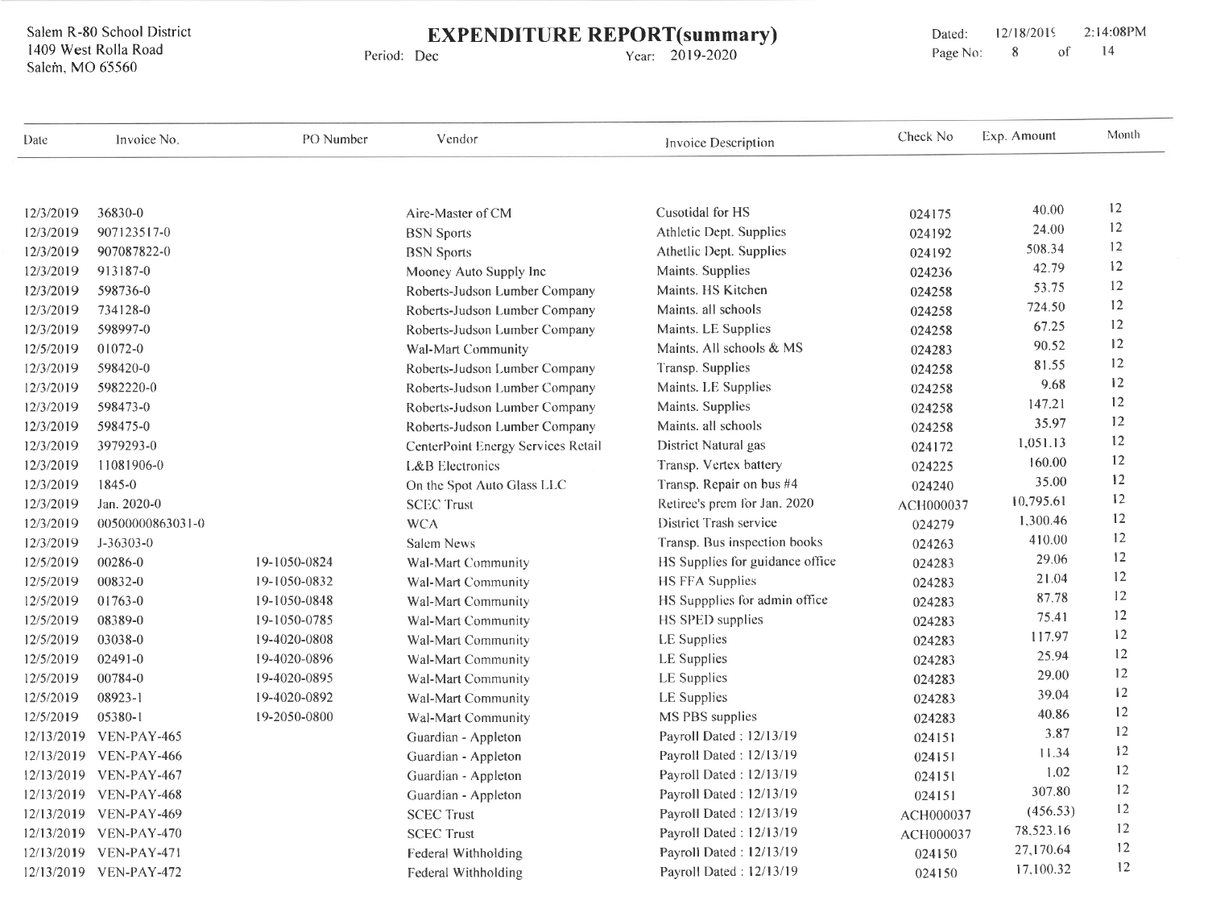Salem R-80 School District
1409 West Rolla Road
Salem, MO 65560

# EXPENDITURE REPORT(summary)

Period: Dec Year: 2019-2020

Dated: 12/18/2019 2:14:08PM

| Date | Invoice No. | PO Number | Vendor | Invoice Description | Check No | Exp. Amount | Month |
|---|---|---|---|---|---|---|---|
| 12/3/2019 | 36830-0 | | Aire-Master of CM | Cusotidal for HS | 024175 | 40.00 | 12 |
| 12/3/2019 | 907123517-0 | | BSN Sports | Athletic Dept. Supplies | 024192 | 24.00 | 12 |
| 12/3/2019 | 907087822-0 | | BSN Sports | Athetlic Dept. Supplies | 024192 | 508.34 | 12 |
| 12/3/2019 | 913187-0 | | Mooney Auto Supply Inc | Maints. Supplies | 024236 | 42.79 | 12 |
| 12/3/2019 | 598736-0 | | Roberts-Judson Lumber Company | Maints. HS Kitchen | 024258 | 53.75 | 12 |
| 12/3/2019 | 734128-0 | | Roberts-Judson Lumber Company | Maints. all schools | 024258 | 724.50 | 12 |
| 12/3/2019 | 598997-0 | | Roberts-Judson Lumber Company | Maints. LE Supplies | 024258 | 67.25 | 12 |
| 12/5/2019 | 01072-0 | | Wal-Mart Community | Maints. All schools & MS | 024283 | 90.52 | 12 |
| 12/3/2019 | 598420-0 | | Roberts-Judson Lumber Company | Transp. Supplies | 024258 | 81.55 | 12 |
| 12/3/2019 | 5982220-0 | | Roberts-Judson Lumber Company | Maints. LE Supplies | 024258 | 9.68 | 12 |
| 12/3/2019 | 598473-0 | | Roberts-Judson Lumber Company | Maints. Supplies | 024258 | 147.21 | 12 |
| 12/3/2019 | 598475-0 | | Roberts-Judson Lumber Company | Maints. all schools | 024258 | 35.97 | 12 |
| 12/3/2019 | 3979293-0 | | CenterPoint Energy Services Retail | District Natural gas | 024172 | 1,051.13 | 12 |
| 12/3/2019 | 11081906-0 | | L&B Electronics | Transp. Vertex battery | 024225 | 160.00 | 12 |
| 12/3/2019 | 1845-0 | | On the Spot Auto Glass LLC | Transp. Repair on bus #4 | 024240 | 35.00 | 12 |
| 12/3/2019 | Jan. 2020-0 | | SCEC Trust | Retiree's prem for Jan. 2020 | ACH000037 | 10,795.61 | 12 |
| 12/3/2019 | 00500000863031-0 | | WCA | District Trash service | 024279 | 1,300.46 | 12 |
| 12/3/2019 | J-36303-0 | | Salem News | Transp. Bus inspection books | 024263 | 410.00 | 12 |
| 12/5/2019 | 00286-0 | 19-1050-0824 | Wal-Mart Community | HS Supplies for guidance office | 024283 | 29.06 | 12 |
| 12/5/2019 | 00832-0 | 19-1050-0832 | Wal-Mart Community | HS FFA Supplies | 024283 | 21.04 | 12 |
| 12/5/2019 | 01763-0 | 19-1050-0848 | Wal-Mart Community | HS Suppplies for admin office | 024283 | 87.78 | 12 |
| 12/5/2019 | 08389-0 | 19-1050-0785 | Wal-Mart Community | HS SPED supplies | 024283 | 75.41 | 12 |
| 12/5/2019 | 03038-0 | 19-4020-0808 | Wal-Mart Community | LE Supplies | 024283 | 117.97 | 12 |
| 12/5/2019 | 02491-0 | 19-4020-0896 | Wal-Mart Community | LE Supplies | 024283 | 25.94 | 12 |
| 12/5/2019 | 00784-0 | 19-4020-0895 | Wal-Mart Community | LE Supplies | 024283 | 29.00 | 12 |
| 12/5/2019 | 08923-1 | 19-4020-0892 | Wal-Mart Community | LE Supplies | 024283 | 39.04 | 12 |
| 12/5/2019 | 05380-1 | 19-2050-0800 | Wal-Mart Community | MS PBS supplies | 024283 | 40.86 | 12 |
| 12/13/2019 | VEN-PAY-465 | | Guardian - Appleton | Payroll Dated : 12/13/19 | 024151 | 3.87 | 12 |
| 12/13/2019 | VEN-PAY-466 | | Guardian - Appleton | Payroll Dated : 12/13/19 | 024151 | 11.34 | 12 |
| 12/13/2019 | VEN-PAY-467 | | Guardian - Appleton | Payroll Dated : 12/13/19 | 024151 | 1.02 | 12 |
| 12/13/2019 | VEN-PAY-468 | | Guardian - Appleton | Payroll Dated : 12/13/19 | 024151 | 307.80 | 12 |
| 12/13/2019 | VEN-PAY-469 | | SCEC Trust | Payroll Dated : 12/13/19 | ACH000037 | (456.53) | 12 |
| 12/13/2019 | VEN-PAY-470 | | SCEC Trust | Payroll Dated : 12/13/19 | ACH000037 | 78,523.16 | 12 |
| 12/13/2019 | VEN-PAY-471 | | Federal Withholding | Payroll Dated : 12/13/19 | 024150 | 27,170.64 | 12 |
| 12/13/2019 | VEN-PAY-472 | | Federal Withholding | Payroll Dated : 12/13/19 | 024150 | 17,100.32 | 12 |